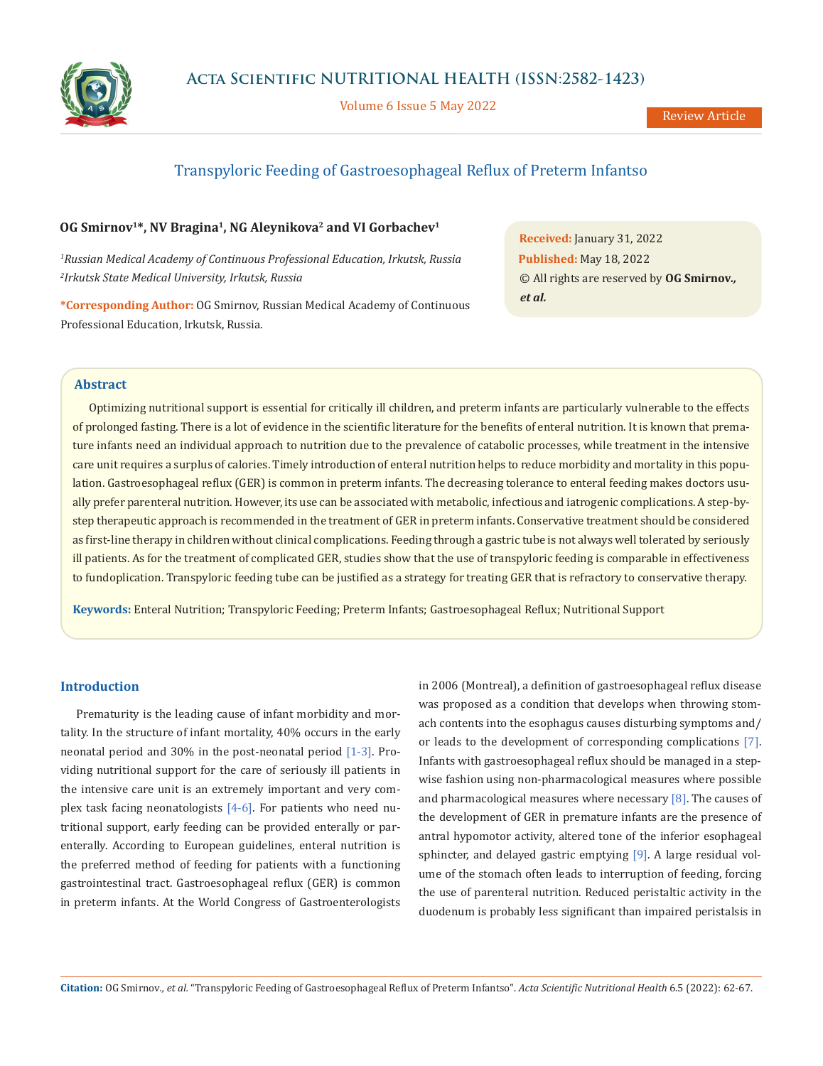# Transpyloric Feeding of Gastroesophageal Reflux of Preterm Infantso

**OG Smirnov[1]*, NV Bragina[1], NG Aleynikova[2] and VI Gorbachev[1]**

*[1]Russian Medical Academy of Continuous Professional Education, Irkutsk, Russia*
*[2]Irkutsk State Medical University, Irkutsk, Russia*

***Corresponding Author:** OG Smirnov, Russian Medical Academy of Continuous Professional Education, Irkutsk, Russia.

**Received:** January 31, 2022
**Published:** May 18, 2022
© All rights are reserved by **OG Smirnov., *et al.***

## Abstract

Optimizing nutritional support is essential for critically ill children, and preterm infants are particularly vulnerable to the effects of prolonged fasting. There is a lot of evidence in the scientific literature for the benefits of enteral nutrition. It is known that premature infants need an individual approach to nutrition due to the prevalence of catabolic processes, while treatment in the intensive care unit requires a surplus of calories. Timely introduction of enteral nutrition helps to reduce morbidity and mortality in this population. Gastroesophageal reflux (GER) is common in preterm infants. The decreasing tolerance to enteral feeding makes doctors usually prefer parenteral nutrition. However, its use can be associated with metabolic, infectious and iatrogenic complications. A step-by-step therapeutic approach is recommended in the treatment of GER in preterm infants. Conservative treatment should be considered as first-line therapy in children without clinical complications. Feeding through a gastric tube is not always well tolerated by seriously ill patients. As for the treatment of complicated GER, studies show that the use of transpyloric feeding is comparable in effectiveness to fundoplication. Transpyloric feeding tube can be justified as a strategy for treating GER that is refractory to conservative therapy.

**Keywords:** Enteral Nutrition; Transpyloric Feeding; Preterm Infants; Gastroesophageal Reflux; Nutritional Support

## Introduction

Prematurity is the leading cause of infant morbidity and mortality. In the structure of infant mortality, 40% occurs in the early neonatal period and 30% in the post-neonatal period [1-3]. Providing nutritional support for the care of seriously ill patients in the intensive care unit is an extremely important and very complex task facing neonatologists [4-6]. For patients who need nutritional support, early feeding can be provided enterally or parenterally. According to European guidelines, enteral nutrition is the preferred method of feeding for patients with a functioning gastrointestinal tract. Gastroesophageal reflux (GER) is common in preterm infants. At the World Congress of Gastroenterologists in 2006 (Montreal), a definition of gastroesophageal reflux disease was proposed as a condition that develops when throwing stomach contents into the esophagus causes disturbing symptoms and/or leads to the development of corresponding complications [7]. Infants with gastroesophageal reflux should be managed in a stepwise fashion using non-pharmacological measures where possible and pharmacological measures where necessary [8]. The causes of the development of GER in premature infants are the presence of antral hypomotor activity, altered tone of the inferior esophageal sphincter, and delayed gastric emptying [9]. A large residual volume of the stomach often leads to interruption of feeding, forcing the use of parenteral nutrition. Reduced peristaltic activity in the duodenum is probably less significant than impaired peristalsis in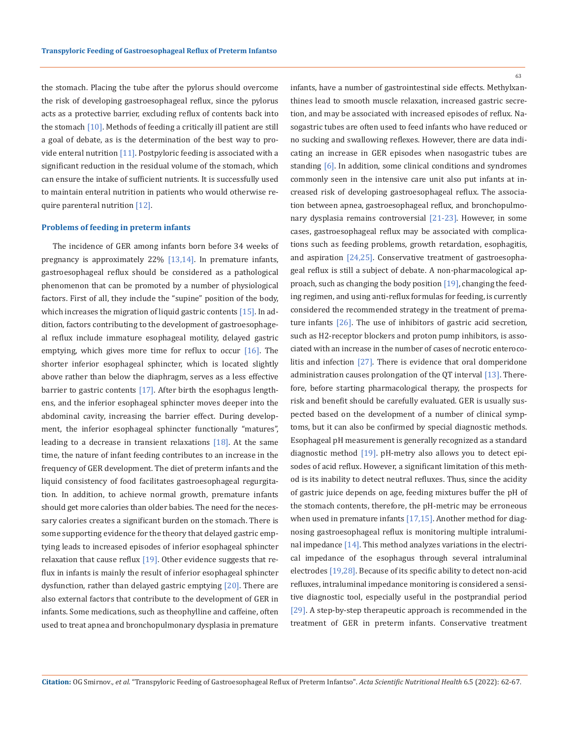the stomach. Placing the tube after the pylorus should overcome the risk of developing gastroesophageal reflux, since the pylorus acts as a protective barrier, excluding reflux of contents back into the stomach [10]. Methods of feeding a critically ill patient are still a goal of debate, as is the determination of the best way to provide enteral nutrition [11]. Postpyloric feeding is associated with a significant reduction in the residual volume of the stomach, which can ensure the intake of sufficient nutrients. It is successfully used to maintain enteral nutrition in patients who would otherwise require parenteral nutrition [12].

## Problems of feeding in preterm infants

The incidence of GER among infants born before 34 weeks of pregnancy is approximately 22% [13,14]. In premature infants, gastroesophageal reflux should be considered as a pathological phenomenon that can be promoted by a number of physiological factors. First of all, they include the "supine" position of the body, which increases the migration of liquid gastric contents [15]. In addition, factors contributing to the development of gastroesophageal reflux include immature esophageal motility, delayed gastric emptying, which gives more time for reflux to occur [16]. The shorter inferior esophageal sphincter, which is located slightly above rather than below the diaphragm, serves as a less effective barrier to gastric contents [17]. After birth the esophagus lengthens, and the inferior esophageal sphincter moves deeper into the abdominal cavity, increasing the barrier effect. During development, the inferior esophageal sphincter functionally "matures", leading to a decrease in transient relaxations [18]. At the same time, the nature of infant feeding contributes to an increase in the frequency of GER development. The diet of preterm infants and the liquid consistency of food facilitates gastroesophageal regurgitation. In addition, to achieve normal growth, premature infants should get more calories than older babies. The need for the necessary calories creates a significant burden on the stomach. There is some supporting evidence for the theory that delayed gastric emptying leads to increased episodes of inferior esophageal sphincter relaxation that cause reflux [19]. Other evidence suggests that reflux in infants is mainly the result of inferior esophageal sphincter dysfunction, rather than delayed gastric emptying [20]. There are also external factors that contribute to the development of GER in infants. Some medications, such as theophylline and caffeine, often used to treat apnea and bronchopulmonary dysplasia in premature infants, have a number of gastrointestinal side effects. Methylxanthines lead to smooth muscle relaxation, increased gastric secretion, and may be associated with increased episodes of reflux. Nasogastric tubes are often used to feed infants who have reduced or no sucking and swallowing reflexes. However, there are data indicating an increase in GER episodes when nasogastric tubes are standing [6]. In addition, some clinical conditions and syndromes commonly seen in the intensive care unit also put infants at increased risk of developing gastroesophageal reflux. The association between apnea, gastroesophageal reflux, and bronchopulmonary dysplasia remains controversial [21-23]. However, in some cases, gastroesophageal reflux may be associated with complications such as feeding problems, growth retardation, esophagitis, and aspiration [24,25]. Conservative treatment of gastroesophageal reflux is still a subject of debate. A non-pharmacological approach, such as changing the body position [19], changing the feeding regimen, and using anti-reflux formulas for feeding, is currently considered the recommended strategy in the treatment of premature infants [26]. The use of inhibitors of gastric acid secretion, such as H2-receptor blockers and proton pump inhibitors, is associated with an increase in the number of cases of necrotic enterocolitis and infection [27]. There is evidence that oral domperidone administration causes prolongation of the QT interval [13]. Therefore, before starting pharmacological therapy, the prospects for risk and benefit should be carefully evaluated. GER is usually suspected based on the development of a number of clinical symptoms, but it can also be confirmed by special diagnostic methods. Esophageal pH measurement is generally recognized as a standard diagnostic method [19]. pH-metry also allows you to detect episodes of acid reflux. However, a significant limitation of this method is its inability to detect neutral refluxes. Thus, since the acidity of gastric juice depends on age, feeding mixtures buffer the pH of the stomach contents, therefore, the pH-metric may be erroneous when used in premature infants [17,15]. Another method for diagnosing gastroesophageal reflux is monitoring multiple intraluminal impedance [14]. This method analyzes variations in the electrical impedance of the esophagus through several intraluminal electrodes [19,28]. Because of its specific ability to detect non-acid refluxes, intraluminal impedance monitoring is considered a sensitive diagnostic tool, especially useful in the postprandial period [29]. A step-by-step therapeutic approach is recommended in the treatment of GER in preterm infants. Conservative treatment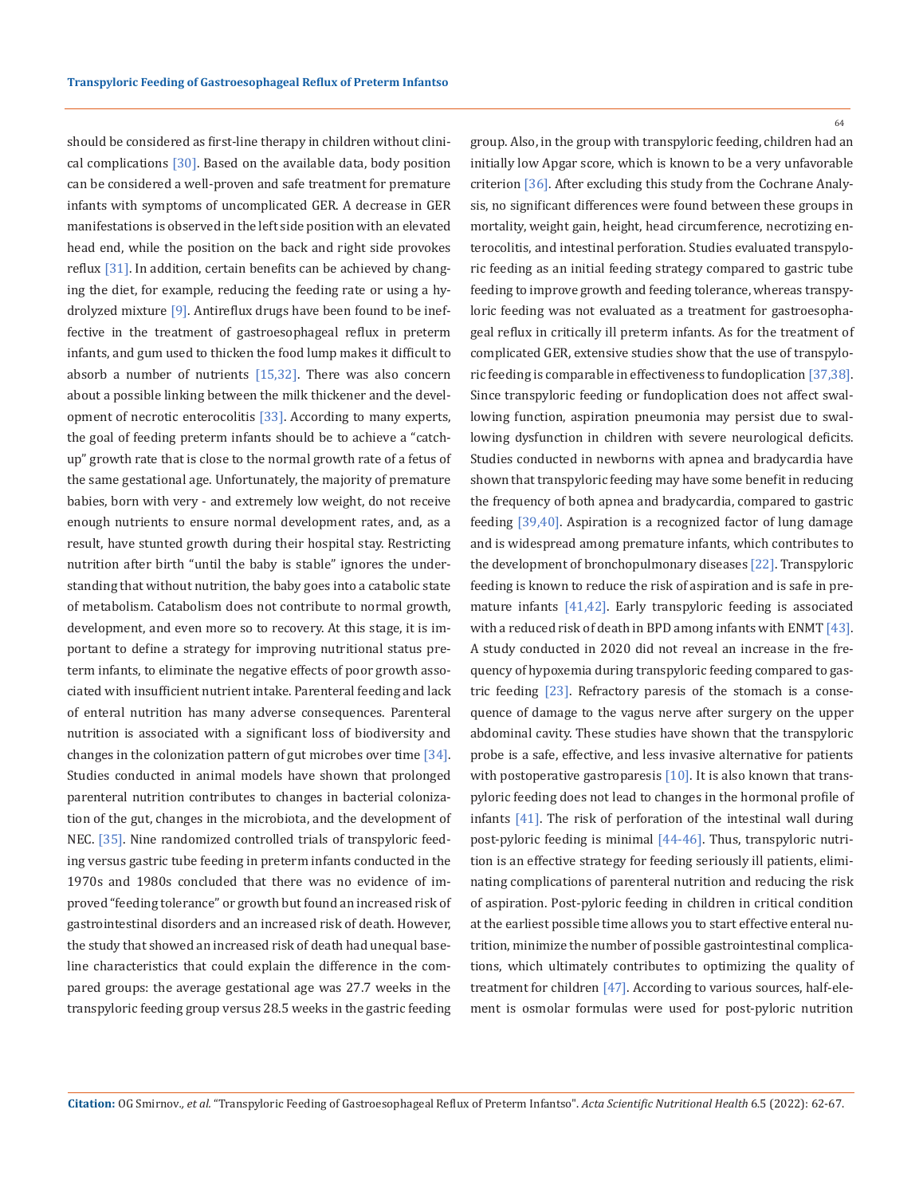should be considered as first-line therapy in children without clinical complications [30]. Based on the available data, body position can be considered a well-proven and safe treatment for premature infants with symptoms of uncomplicated GER. A decrease in GER manifestations is observed in the left side position with an elevated head end, while the position on the back and right side provokes reflux [31]. In addition, certain benefits can be achieved by changing the diet, for example, reducing the feeding rate or using a hydrolyzed mixture [9]. Antireflux drugs have been found to be ineffective in the treatment of gastroesophageal reflux in preterm infants, and gum used to thicken the food lump makes it difficult to absorb a number of nutrients [15,32]. There was also concern about a possible linking between the milk thickener and the development of necrotic enterocolitis [33]. According to many experts, the goal of feeding preterm infants should be to achieve a "catch-up" growth rate that is close to the normal growth rate of a fetus of the same gestational age. Unfortunately, the majority of premature babies, born with very - and extremely low weight, do not receive enough nutrients to ensure normal development rates, and, as a result, have stunted growth during their hospital stay. Restricting nutrition after birth "until the baby is stable" ignores the understanding that without nutrition, the baby goes into a catabolic state of metabolism. Catabolism does not contribute to normal growth, development, and even more so to recovery. At this stage, it is important to define a strategy for improving nutritional status preterm infants, to eliminate the negative effects of poor growth associated with insufficient nutrient intake. Parenteral feeding and lack of enteral nutrition has many adverse consequences. Parenteral nutrition is associated with a significant loss of biodiversity and changes in the colonization pattern of gut microbes over time [34]. Studies conducted in animal models have shown that prolonged parenteral nutrition contributes to changes in bacterial colonization of the gut, changes in the microbiota, and the development of NEC. [35]. Nine randomized controlled trials of transpyloric feeding versus gastric tube feeding in preterm infants conducted in the 1970s and 1980s concluded that there was no evidence of improved "feeding tolerance" or growth but found an increased risk of gastrointestinal disorders and an increased risk of death. However, the study that showed an increased risk of death had unequal baseline characteristics that could explain the difference in the compared groups: the average gestational age was 27.7 weeks in the transpyloric feeding group versus 28.5 weeks in the gastric feeding group. Also, in the group with transpyloric feeding, children had an initially low Apgar score, which is known to be a very unfavorable criterion [36]. After excluding this study from the Cochrane Analysis, no significant differences were found between these groups in mortality, weight gain, height, head circumference, necrotizing enterocolitis, and intestinal perforation. Studies evaluated transpyloric feeding as an initial feeding strategy compared to gastric tube feeding to improve growth and feeding tolerance, whereas transpyloric feeding was not evaluated as a treatment for gastroesophageal reflux in critically ill preterm infants. As for the treatment of complicated GER, extensive studies show that the use of transpyloric feeding is comparable in effectiveness to fundoplication [37,38]. Since transpyloric feeding or fundoplication does not affect swallowing function, aspiration pneumonia may persist due to swallowing dysfunction in children with severe neurological deficits. Studies conducted in newborns with apnea and bradycardia have shown that transpyloric feeding may have some benefit in reducing the frequency of both apnea and bradycardia, compared to gastric feeding [39,40]. Aspiration is a recognized factor of lung damage and is widespread among premature infants, which contributes to the development of bronchopulmonary diseases [22]. Transpyloric feeding is known to reduce the risk of aspiration and is safe in premature infants [41,42]. Early transpyloric feeding is associated with a reduced risk of death in BPD among infants with ENMT [43]. A study conducted in 2020 did not reveal an increase in the frequency of hypoxemia during transpyloric feeding compared to gastric feeding [23]. Refractory paresis of the stomach is a consequence of damage to the vagus nerve after surgery on the upper abdominal cavity. These studies have shown that the transpyloric probe is a safe, effective, and less invasive alternative for patients with postoperative gastroparesis [10]. It is also known that transpyloric feeding does not lead to changes in the hormonal profile of infants [41]. The risk of perforation of the intestinal wall during post-pyloric feeding is minimal [44-46]. Thus, transpyloric nutrition is an effective strategy for feeding seriously ill patients, eliminating complications of parenteral nutrition and reducing the risk of aspiration. Post-pyloric feeding in children in critical condition at the earliest possible time allows you to start effective enteral nutrition, minimize the number of possible gastrointestinal complications, which ultimately contributes to optimizing the quality of treatment for children [47]. According to various sources, half-element is osmolar formulas were used for post-pyloric nutrition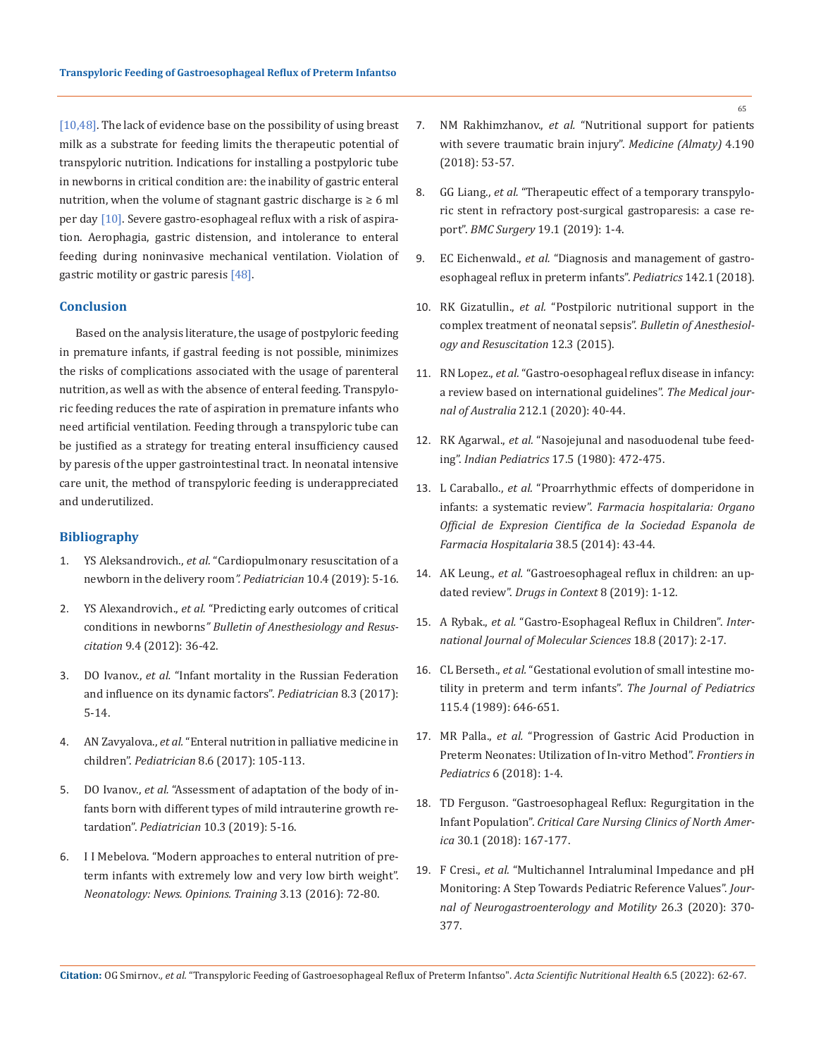[10,48]. The lack of evidence base on the possibility of using breast milk as a substrate for feeding limits the therapeutic potential of transpyloric nutrition. Indications for installing a postpyloric tube in newborns in critical condition are: the inability of gastric enteral nutrition, when the volume of stagnant gastric discharge is ≥ 6 ml per day [10]. Severe gastro-esophageal reflux with a risk of aspiration. Aerophagia, gastric distension, and intolerance to enteral feeding during noninvasive mechanical ventilation. Violation of gastric motility or gastric paresis [48].

## Conclusion

Based on the analysis literature, the usage of postpyloric feeding in premature infants, if gastral feeding is not possible, minimizes the risks of complications associated with the usage of parenteral nutrition, as well as with the absence of enteral feeding. Transpyloric feeding reduces the rate of aspiration in premature infants who need artificial ventilation. Feeding through a transpyloric tube can be justified as a strategy for treating enteral insufficiency caused by paresis of the upper gastrointestinal tract. In neonatal intensive care unit, the method of transpyloric feeding is underappreciated and underutilized.

## Bibliography

1. YS Aleksandrovich., *et al.* "Cardiopulmonary resuscitation of a newborn in the delivery room". *Pediatrician* 10.4 (2019): 5-16.
2. YS Alexandrovich., *et al.* "Predicting early outcomes of critical conditions in newborns" *Bulletin of Anesthesiology and Resuscitation* 9.4 (2012): 36-42.
3. DO Ivanov., *et al.* "Infant mortality in the Russian Federation and influence on its dynamic factors". *Pediatrician* 8.3 (2017): 5-14.
4. AN Zavyalova., *et al.* "Enteral nutrition in palliative medicine in children". *Pediatrician* 8.6 (2017): 105-113.
5. DO Ivanov., *et al.* "Assessment of adaptation of the body of infants born with different types of mild intrauterine growth retardation". *Pediatrician* 10.3 (2019): 5-16.
6. I I Mebelova. "Modern approaches to enteral nutrition of preterm infants with extremely low and very low birth weight". *Neonatology: News. Opinions. Training* 3.13 (2016): 72-80.
7. NM Rakhimzhanov., *et al.* "Nutritional support for patients with severe traumatic brain injury". *Medicine (Almaty)* 4.190 (2018): 53-57.
8. GG Liang., *et al.* "Therapeutic effect of a temporary transpyloric stent in refractory post-surgical gastroparesis: a case report". *BMC Surgery* 19.1 (2019): 1-4.
9. EC Eichenwald., *et al.* "Diagnosis and management of gastroesophageal reflux in preterm infants". *Pediatrics* 142.1 (2018).
10. RK Gizatullin., *et al.* "Postpiloric nutritional support in the complex treatment of neonatal sepsis". *Bulletin of Anesthesiology and Resuscitation* 12.3 (2015).
11. RN Lopez., *et al.* "Gastro-oesophageal reflux disease in infancy: a review based on international guidelines". *The Medical journal of Australia* 212.1 (2020): 40-44.
12. RK Agarwal., *et al.* "Nasojejunal and nasoduodenal tube feeding". *Indian Pediatrics* 17.5 (1980): 472-475.
13. L Caraballo., *et al.* "Proarrhythmic effects of domperidone in infants: a systematic review". *Farmacia hospitalaria: Organo Official de Expresion Cientifica de la Sociedad Espanola de Farmacia Hospitalaria* 38.5 (2014): 43-44.
14. AK Leung., *et al.* "Gastroesophageal reflux in children: an updated review". *Drugs in Context* 8 (2019): 1-12.
15. A Rybak., *et al.* "Gastro-Esophageal Reflux in Children". *International Journal of Molecular Sciences* 18.8 (2017): 2-17.
16. CL Berseth., *et al.* "Gestational evolution of small intestine motility in preterm and term infants". *The Journal of Pediatrics* 115.4 (1989): 646-651.
17. MR Palla., *et al.* "Progression of Gastric Acid Production in Preterm Neonates: Utilization of In-vitro Method". *Frontiers in Pediatrics* 6 (2018): 1-4.
18. TD Ferguson. "Gastroesophageal Reflux: Regurgitation in the Infant Population". *Critical Care Nursing Clinics of North America* 30.1 (2018): 167-177.
19. F Cresi., *et al.* "Multichannel Intraluminal Impedance and pH Monitoring: A Step Towards Pediatric Reference Values". *Journal of Neurogastroenterology and Motility* 26.3 (2020): 370-377.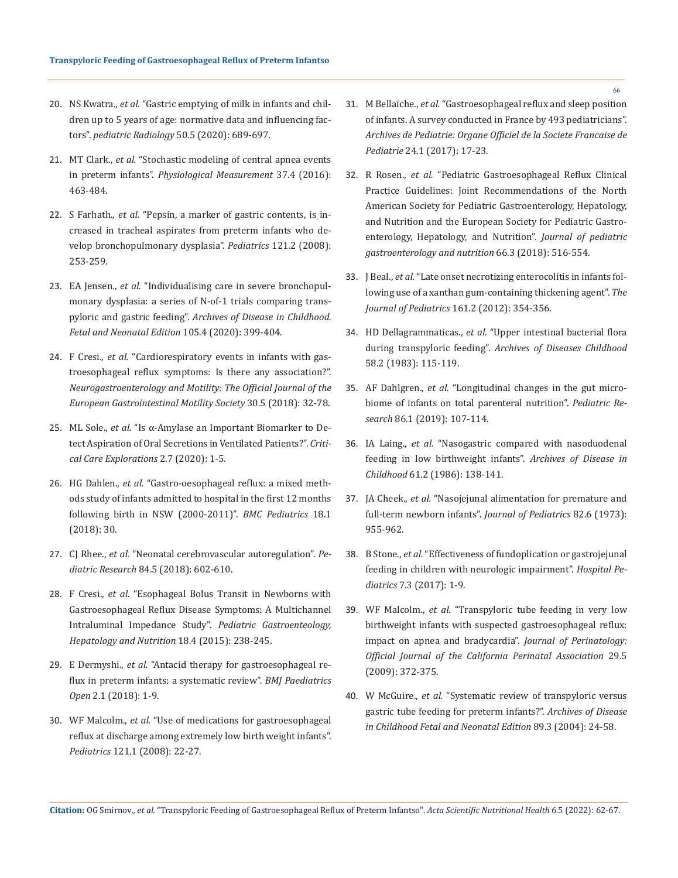20. NS Kwatra., *et al.* "Gastric emptying of milk in infants and children up to 5 years of age: normative data and influencing factors". *pediatric Radiology* 50.5 (2020): 689-697.

21. MT Clark., *et al.* "Stochastic modeling of central apnea events in preterm infants". *Physiological Measurement* 37.4 (2016): 463-484.

22. S Farhath., *et al.* "Pepsin, a marker of gastric contents, is increased in tracheal aspirates from preterm infants who develop bronchopulmonary dysplasia". *Pediatrics* 121.2 (2008): 253-259.

23. EA Jensen., *et al.* "Individualising care in severe bronchopulmonary dysplasia: a series of N-of-1 trials comparing transpyloric and gastric feeding". *Archives of Disease in Childhood. Fetal and Neonatal Edition* 105.4 (2020): 399-404.

24. F Cresi., *et al.* "Cardiorespiratory events in infants with gastroesophageal reflux symptoms: Is there any association?". *Neurogastroenterology and Motility: The Official Journal of the European Gastrointestinal Motility Society* 30.5 (2018): 32-78.

25. ML Sole., *et al.* "Is α-Amylase an Important Biomarker to Detect Aspiration of Oral Secretions in Ventilated Patients?". *Critical Care Explorations* 2.7 (2020): 1-5.

26. HG Dahlen., *et al.* "Gastro-oesophageal reflux: a mixed methods study of infants admitted to hospital in the first 12 months following birth in NSW (2000-2011)". *BMC Pediatrics* 18.1 (2018): 30.

27. CJ Rhee., *et al.* "Neonatal cerebrovascular autoregulation". *Pediatric Research* 84.5 (2018): 602-610.

28. F Cresi., *et al.* "Esophageal Bolus Transit in Newborns with Gastroesophageal Reflux Disease Symptoms: A Multichannel Intraluminal Impedance Study". *Pediatric Gastroenteology, Hepatology and Nutrition* 18.4 (2015): 238-245.

29. E Dermyshi., *et al.* "Antacid therapy for gastroesophageal reflux in preterm infants: a systematic review". *BMJ Paediatrics Open* 2.1 (2018): 1-9.

30. WF Malcolm., *et al.* "Use of medications for gastroesophageal reflux at discharge among extremely low birth weight infants". *Pediatrics* 121.1 (2008): 22-27.

31. M Bellaïche., *et al.* "Gastroesophageal reflux and sleep position of infants. A survey conducted in France by 493 pediatricians". *Archives de Pediatrie: Organe Officiel de la Societe Francaise de Pediatrie* 24.1 (2017): 17-23.

32. R Rosen., *et al.* "Pediatric Gastroesophageal Reflux Clinical Practice Guidelines: Joint Recommendations of the North American Society for Pediatric Gastroenterology, Hepatology, and Nutrition and the European Society for Pediatric Gastroenterology, Hepatology, and Nutrition". *Journal of pediatric gastroenterology and nutrition* 66.3 (2018): 516-554.

33. J Beal., *et al.* "Late onset necrotizing enterocolitis in infants following use of a xanthan gum-containing thickening agent". *The Journal of Pediatrics* 161.2 (2012): 354-356.

34. HD Dellagrammaticas., *et al.* "Upper intestinal bacterial flora during transpyloric feeding". *Archives of Diseases Childhood* 58.2 (1983): 115-119.

35. AF Dahlgren., *et al.* "Longitudinal changes in the gut microbiome of infants on total parenteral nutrition". *Pediatric Research* 86.1 (2019): 107-114.

36. IA Laing., *et al.* "Nasogastric compared with nasoduodenal feeding in low birthweight infants". *Archives of Disease in Childhood* 61.2 (1986): 138-141.

37. JA Cheek., *et al.* "Nasojejunal alimentation for premature and full-term newborn infants". *Journal of Pediatrics* 82.6 (1973): 955-962.

38. B Stone., *et al.* "Effectiveness of fundoplication or gastrojejunal feeding in children with neurologic impairment". *Hospital Pediatrics* 7.3 (2017): 1-9.

39. WF Malcolm., *et al.* "Transpyloric tube feeding in very low birthweight infants with suspected gastroesophageal reflux: impact on apnea and bradycardia". *Journal of Perinatology: Official Journal of the California Perinatal Association* 29.5 (2009): 372-375.

40. W McGuire., *et al.* "Systematic review of transpyloric versus gastric tube feeding for preterm infants?". *Archives of Disease in Childhood Fetal and Neonatal Edition* 89.3 (2004): 24-58.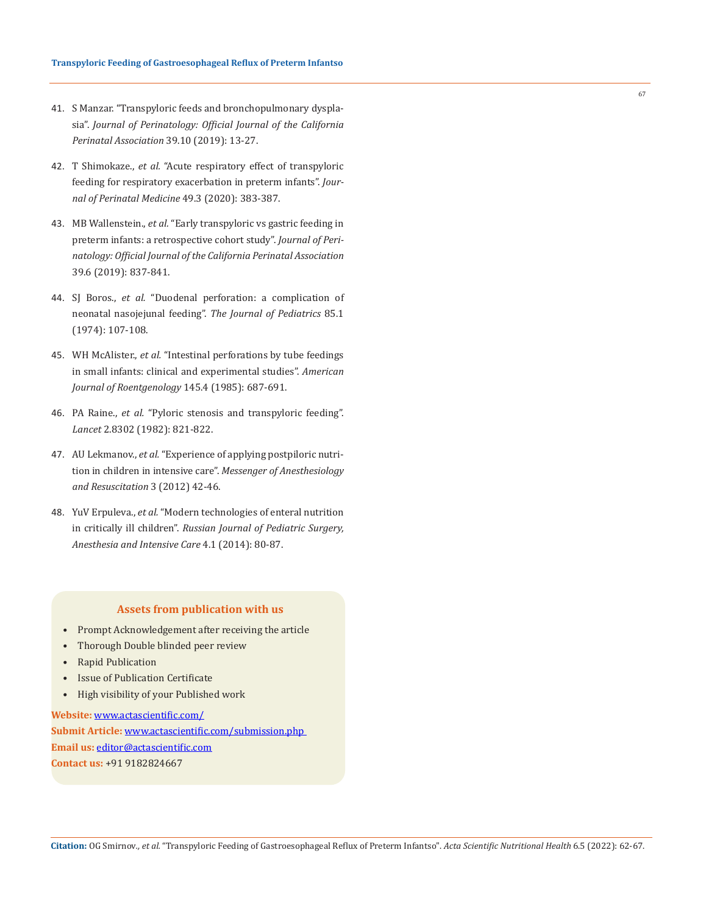41. S Manzar. "Transpyloric feeds and bronchopulmonary dysplasia". *Journal of Perinatology: Official Journal of the California Perinatal Association* 39.10 (2019): 13-27.

42. T Shimokaze., *et al.* "Acute respiratory effect of transpyloric feeding for respiratory exacerbation in preterm infants". *Journal of Perinatal Medicine* 49.3 (2020): 383-387.

43. MB Wallenstein., *et al.* "Early transpyloric vs gastric feeding in preterm infants: a retrospective cohort study". *Journal of Perinatology: Official Journal of the California Perinatal Association* 39.6 (2019): 837-841.

44. SJ Boros., *et al.* "Duodenal perforation: a complication of neonatal nasojejunal feeding". *The Journal of Pediatrics* 85.1 (1974): 107-108.

45. WH McAlister., *et al.* "Intestinal perforations by tube feedings in small infants: clinical and experimental studies". *American Journal of Roentgenology* 145.4 (1985): 687-691.

46. PA Raine., *et al.* "Pyloric stenosis and transpyloric feeding". *Lancet* 2.8302 (1982): 821-822.

47. AU Lekmanov., *et al.* "Experience of applying postpiloric nutrition in children in intensive care". *Messenger of Anesthesiology and Resuscitation* 3 (2012) 42-46.

48. YuV Erpuleva., *et al.* "Modern technologies of enteral nutrition in critically ill children". *Russian Journal of Pediatric Surgery, Anesthesia and Intensive Care* 4.1 (2014): 80-87.

**Assets from publication with us**

- Prompt Acknowledgement after receiving the article
- Thorough Double blinded peer review
- Rapid Publication
- Issue of Publication Certificate
- High visibility of your Published work

**Website:** www.actascientific.com/
**Submit Article:** www.actascientific.com/submission.php
**Email us:** editor@actascientific.com
**Contact us:** +91 9182824667